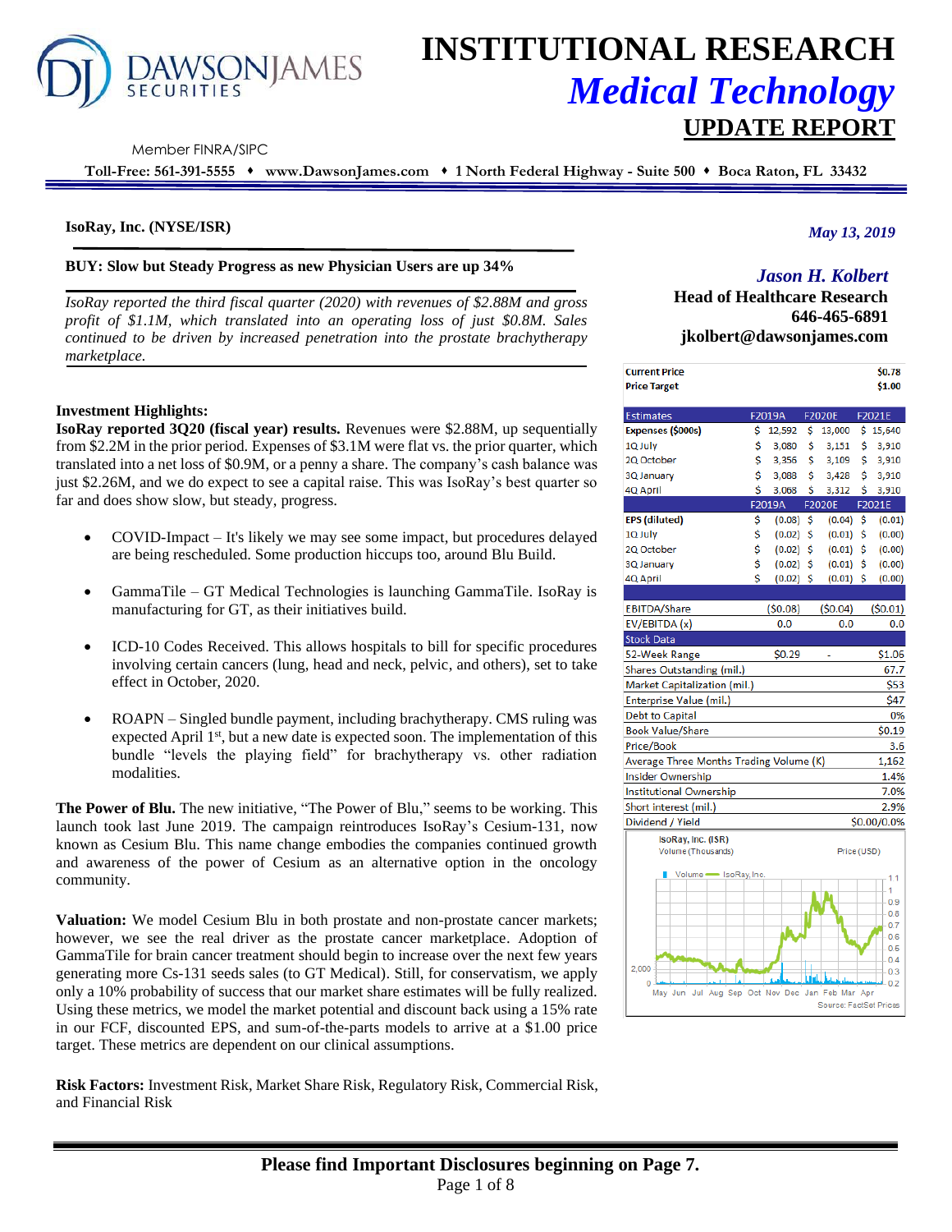# INSTITUTIONAL RESEARCH
## *Medical Technology*
## UPDATE REPORT

DAWSONJAMES SECURITIES

Member FINRA/SIPC

**Toll-Free: 561-391-5555 ♦ www.DawsonJames.com ♦ 1 North Federal Highway - Suite 500 ♦ Boca Raton, FL 33432**

**IsoRay, Inc. (NYSE/ISR)**

*May 13, 2019*

*Jason H. Kolbert*
**Head of Healthcare Research**
**646-465-6891**
**jkolbert@dawsonjames.com**

### BUY: Slow but Steady Progress as new Physician Users are up 34%

*IsoRay reported the third fiscal quarter (2020) with revenues of $2.88M and gross profit of $1.1M, which translated into an operating loss of just $0.8M. Sales continued to be driven by increased penetration into the prostate brachytherapy marketplace.*

| | |
|---|---|
| **Current Price** | **$0.78** |
| **Price Target** | **$1.00** |

| Estimates | F2019A | F2020E | F2021E |
|---|---|---|---|
| **Expenses ($000s)** | $ 12,592 | $ 13,000 | $ 15,640 |
| 1Q July | $ 3,080 | $ 3,151 | $ 3,910 |
| 2Q October | $ 3,356 | $ 3,109 | $ 3,910 |
| 3Q January | $ 3,088 | $ 3,428 | $ 3,910 |
| 4Q April | $ 3,068 | $ 3,312 | $ 3,910 |
| | **F2019A** | **F2020E** | **F2021E** |
| **EPS (diluted)** | $ (0.08) | $ (0.04) | $ (0.01) |
| 1Q July | $ (0.02) | $ (0.01) | $ (0.00) |
| 2Q October | $ (0.02) | $ (0.01) | $ (0.00) |
| 3Q January | $ (0.02) | $ (0.01) | $ (0.00) |
| 4Q April | $ (0.02) | $ (0.01) | $ (0.00) |
| EBITDA/Share | ($0.08) | ($0.04) | ($0.01) |
| EV/EBITDA (x) | 0.0 | 0.0 | 0.0 |

| Stock Data | | | |
|---|---|---|---|
| 52-Week Range | $0.29 | - | $1.06 |
| Shares Outstanding (mil.) | | | 67.7 |
| Market Capitalization (mil.) | | | $53 |
| Enterprise Value (mil.) | | | $47 |
| Debt to Capital | | | 0% |
| Book Value/Share | | | $0.19 |
| Price/Book | | | 3.6 |
| Average Three Months Trading Volume (K) | | | 1,162 |
| Insider Ownership | | | 1.4% |
| Institutional Ownership | | | 7.0% |
| Short interest (mil.) | | | 2.9% |
| Dividend / Yield | | | $0.00/0.0% |

IsoRay, Inc. (ISR)
Volume (Thousands) Price (USD)
Source: FactSet Prices

**Investment Highlights:**

**IsoRay reported 3Q20 (fiscal year) results.** Revenues were $2.88M, up sequentially from $2.2M in the prior period. Expenses of $3.1M were flat vs. the prior quarter, which translated into a net loss of $0.9M, or a penny a share. The company's cash balance was just $2.26M, and we do expect to see a capital raise. This was IsoRay's best quarter so far and does show slow, but steady, progress.

- COVID-Impact – It's likely we may see some impact, but procedures delayed are being rescheduled. Some production hiccups too, around Blu Build.
- GammaTile – GT Medical Technologies is launching GammaTile. IsoRay is manufacturing for GT, as their initiatives build.
- ICD-10 Codes Received. This allows hospitals to bill for specific procedures involving certain cancers (lung, head and neck, pelvic, and others), set to take effect in October, 2020.
- ROAPN – Singled bundle payment, including brachytherapy. CMS ruling was expected April 1st, but a new date is expected soon. The implementation of this bundle "levels the playing field" for brachytherapy vs. other radiation modalities.

**The Power of Blu.** The new initiative, "The Power of Blu," seems to be working. This launch took last June 2019. The campaign reintroduces IsoRay's Cesium-131, now known as Cesium Blu. This name change embodies the companies continued growth and awareness of the power of Cesium as an alternative option in the oncology community.

**Valuation:** We model Cesium Blu in both prostate and non-prostate cancer markets; however, we see the real driver as the prostate cancer marketplace. Adoption of GammaTile for brain cancer treatment should begin to increase over the next few years generating more Cs-131 seeds sales (to GT Medical). Still, for conservatism, we apply only a 10% probability of success that our market share estimates will be fully realized. Using these metrics, we model the market potential and discount back using a 15% rate in our FCF, discounted EPS, and sum-of-the-parts models to arrive at a $1.00 price target. These metrics are dependent on our clinical assumptions.

**Risk Factors:** Investment Risk, Market Share Risk, Regulatory Risk, Commercial Risk, and Financial Risk

**Please find Important Disclosures beginning on Page 7.**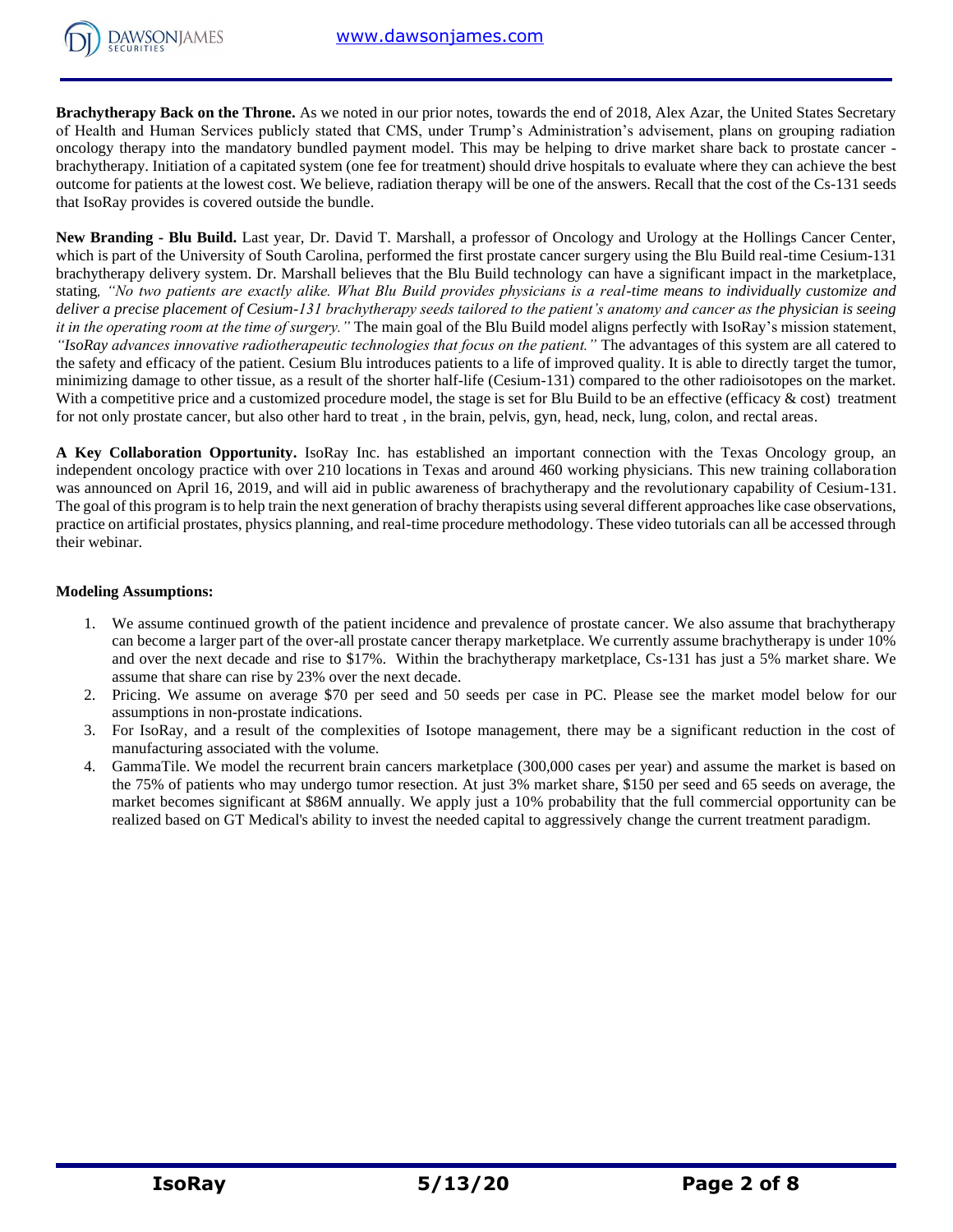**Brachytherapy Back on the Throne.** As we noted in our prior notes, towards the end of 2018, Alex Azar, the United States Secretary of Health and Human Services publicly stated that CMS, under Trump's Administration's advisement, plans on grouping radiation oncology therapy into the mandatory bundled payment model. This may be helping to drive market share back to prostate cancer - brachytherapy. Initiation of a capitated system (one fee for treatment) should drive hospitals to evaluate where they can achieve the best outcome for patients at the lowest cost. We believe, radiation therapy will be one of the answers. Recall that the cost of the Cs-131 seeds that IsoRay provides is covered outside the bundle.

**New Branding - Blu Build.** Last year, Dr. David T. Marshall, a professor of Oncology and Urology at the Hollings Cancer Center, which is part of the University of South Carolina, performed the first prostate cancer surgery using the Blu Build real-time Cesium-131 brachytherapy delivery system. Dr. Marshall believes that the Blu Build technology can have a significant impact in the marketplace, stating*, "No two patients are exactly alike. What Blu Build provides physicians is a real-time means to individually customize and deliver a precise placement of Cesium-131 brachytherapy seeds tailored to the patient's anatomy and cancer as the physician is seeing it in the operating room at the time of surgery."* The main goal of the Blu Build model aligns perfectly with IsoRay's mission statement, *"IsoRay advances innovative radiotherapeutic technologies that focus on the patient."* The advantages of this system are all catered to the safety and efficacy of the patient. Cesium Blu introduces patients to a life of improved quality. It is able to directly target the tumor, minimizing damage to other tissue, as a result of the shorter half-life (Cesium-131) compared to the other radioisotopes on the market. With a competitive price and a customized procedure model, the stage is set for Blu Build to be an effective (efficacy & cost) treatment for not only prostate cancer, but also other hard to treat , in the brain, pelvis, gyn, head, neck, lung, colon, and rectal areas.

**A Key Collaboration Opportunity.** IsoRay Inc. has established an important connection with the Texas Oncology group, an independent oncology practice with over 210 locations in Texas and around 460 working physicians. This new training collaboration was announced on April 16, 2019, and will aid in public awareness of brachytherapy and the revolutionary capability of Cesium-131. The goal of this program is to help train the next generation of brachy therapists using several different approaches like case observations, practice on artificial prostates, physics planning, and real-time procedure methodology. These video tutorials can all be accessed through their webinar.

**Modeling Assumptions:**

1. We assume continued growth of the patient incidence and prevalence of prostate cancer. We also assume that brachytherapy can become a larger part of the over-all prostate cancer therapy marketplace. We currently assume brachytherapy is under 10% and over the next decade and rise to $17%. Within the brachytherapy marketplace, Cs-131 has just a 5% market share. We assume that share can rise by 23% over the next decade.
2. Pricing. We assume on average $70 per seed and 50 seeds per case in PC. Please see the market model below for our assumptions in non-prostate indications.
3. For IsoRay, and a result of the complexities of Isotope management, there may be a significant reduction in the cost of manufacturing associated with the volume.
4. GammaTile. We model the recurrent brain cancers marketplace (300,000 cases per year) and assume the market is based on the 75% of patients who may undergo tumor resection. At just 3% market share, $150 per seed and 65 seeds on average, the market becomes significant at $86M annually. We apply just a 10% probability that the full commercial opportunity can be realized based on GT Medical's ability to invest the needed capital to aggressively change the current treatment paradigm.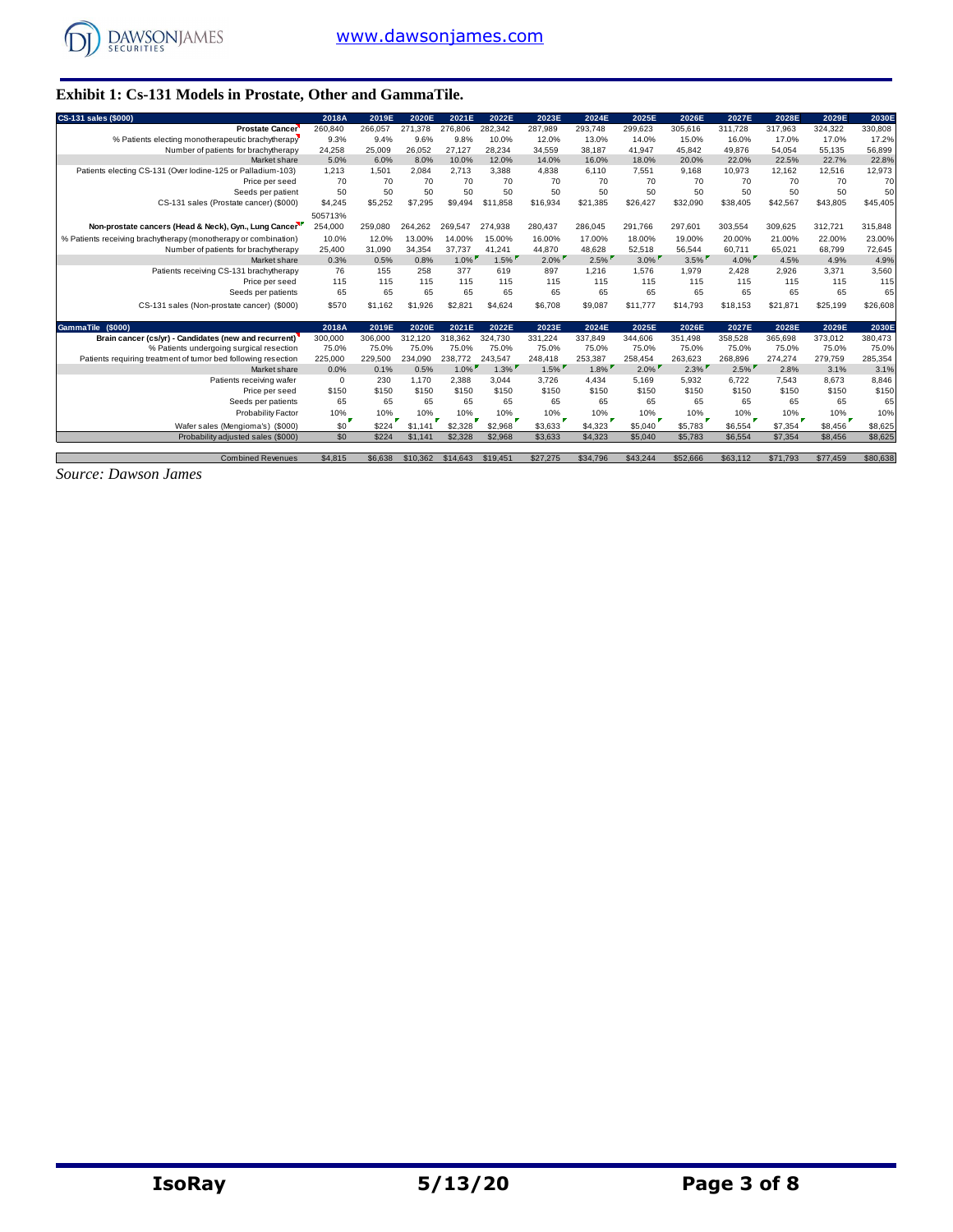### Exhibit 1: Cs-131 Models in Prostate, Other and GammaTile.

| CS-131 sales ($000) | 2018A | 2019E | 2020E | 2021E | 2022E | 2023E | 2024E | 2025E | 2026E | 2027E | 2028E | 2029E | 2030E |
|---|---|---|---|---|---|---|---|---|---|---|---|---|---|
| **Prostate Cancer** | 260,840 | 266,057 | 271,378 | 276,806 | 282,342 | 287,989 | 293,748 | 299,623 | 305,616 | 311,728 | 317,963 | 324,322 | 330,808 |
| % Patients electing monotherapeutic brachytherapy | 9.3% | 9.4% | 9.6% | 9.8% | 10.0% | 12.0% | 13.0% | 14.0% | 15.0% | 16.0% | 17.0% | 17.0% | 17.2% |
| Number of patients for brachytherapy | 24,258 | 25,009 | 26,052 | 27,127 | 28,234 | 34,559 | 38,187 | 41,947 | 45,842 | 49,876 | 54,054 | 55,135 | 56,899 |
| Market share | 5.0% | 6.0% | 8.0% | 10.0% | 12.0% | 14.0% | 16.0% | 18.0% | 20.0% | 22.0% | 22.5% | 22.7% | 22.8% |
| Patients electing CS-131 (Over Iodine-125 or Palladium-103) | 1,213 | 1,501 | 2,084 | 2,713 | 3,388 | 4,838 | 6,110 | 7,551 | 9,168 | 10,973 | 12,162 | 12,516 | 12,973 |
| Price per seed | 70 | 70 | 70 | 70 | 70 | 70 | 70 | 70 | 70 | 70 | 70 | 70 | 70 |
| Seeds per patient | 50 | 50 | 50 | 50 | 50 | 50 | 50 | 50 | 50 | 50 | 50 | 50 | 50 |
| CS-131 sales (Prostate cancer) ($000) | $4,245 | $5,252 | $7,295 | $9,494 | $11,858 | $16,934 | $21,385 | $26,427 | $32,090 | $38,405 | $42,567 | $43,805 | $45,405 |
| | 505713% | | | | | | | | | | | | |
| **Non-prostate cancers (Head & Neck), Gyn., Lung Cancer** | 254,000 | 259,080 | 264,262 | 269,547 | 274,938 | 280,437 | 286,045 | 291,766 | 297,601 | 303,554 | 309,625 | 312,721 | 315,848 |
| % Patients receiving brachytherapy (monotherapy or combination) | 10.0% | 12.0% | 13.00% | 14.00% | 15.00% | 16.00% | 17.00% | 18.00% | 19.00% | 20.00% | 21.00% | 22.00% | 23.00% |
| Number of patients for brachytherapy | 25,400 | 31,090 | 34,354 | 37,737 | 41,241 | 44,870 | 48,628 | 52,518 | 56,544 | 60,711 | 65,021 | 68,799 | 72,645 |
| Market share | 0.3% | 0.5% | 0.8% | 1.0% | 1.5% | 2.0% | 2.5% | 3.0% | 3.5% | 4.0% | 4.5% | 4.9% | 4.9% |
| Patients receiving CS-131 brachytherapy | 76 | 155 | 258 | 377 | 619 | 897 | 1,216 | 1,576 | 1,979 | 2,428 | 2,926 | 3,371 | 3,560 |
| Price per seed | 115 | 115 | 115 | 115 | 115 | 115 | 115 | 115 | 115 | 115 | 115 | 115 | 115 |
| Seeds per patients | 65 | 65 | 65 | 65 | 65 | 65 | 65 | 65 | 65 | 65 | 65 | 65 | 65 |
| CS-131 sales (Non-prostate cancer) ($000) | $570 | $1,162 | $1,926 | $2,821 | $4,624 | $6,708 | $9,087 | $11,777 | $14,793 | $18,153 | $21,871 | $25,199 | $26,608 |
| **GammaTile ($000)** | **2018A** | **2019E** | **2020E** | **2021E** | **2022E** | **2023E** | **2024E** | **2025E** | **2026E** | **2027E** | **2028E** | **2029E** | **2030E** |
| **Brain cancer (cs/yr) - Candidates (new and recurrent)** | 300,000 | 306,000 | 312,120 | 318,362 | 324,730 | 331,224 | 337,849 | 344,606 | 351,498 | 358,528 | 365,698 | 373,012 | 380,473 |
| % Patients undergoing surgical resection | 75.0% | 75.0% | 75.0% | 75.0% | 75.0% | 75.0% | 75.0% | 75.0% | 75.0% | 75.0% | 75.0% | 75.0% | 75.0% |
| Patients requiring treatment of tumor bed following resection | 225,000 | 229,500 | 234,090 | 238,772 | 243,547 | 248,418 | 253,387 | 258,454 | 263,623 | 268,896 | 274,274 | 279,759 | 285,354 |
| Market share | 0.0% | 0.1% | 0.5% | 1.0% | 1.3% | 1.5% | 1.8% | 2.0% | 2.3% | 2.5% | 2.8% | 3.1% | 3.1% |
| Patients receiving wafer | 0 | 230 | 1,170 | 2,388 | 3,044 | 3,726 | 4,434 | 5,169 | 5,932 | 6,722 | 7,543 | 8,673 | 8,846 |
| Price per seed | $150 | $150 | $150 | $150 | $150 | $150 | $150 | $150 | $150 | $150 | $150 | $150 | $150 |
| Seeds per patients | 65 | 65 | 65 | 65 | 65 | 65 | 65 | 65 | 65 | 65 | 65 | 65 | 65 |
| Probability Factor | 10% | 10% | 10% | 10% | 10% | 10% | 10% | 10% | 10% | 10% | 10% | 10% | 10% |
| Wafer sales (Mengioma's) ($000) | $0 | $224 | $1,141 | $2,328 | $2,968 | $3,633 | $4,323 | $5,040 | $5,783 | $6,554 | $7,354 | $8,456 | $8,625 |
| Probability adjusted sales ($000) | $0 | $224 | $1,141 | $2,328 | $2,968 | $3,633 | $4,323 | $5,040 | $5,783 | $6,554 | $7,354 | $8,456 | $8,625 |
| Combined Revenues | $4,815 | $6,638 | $10,362 | $14,643 | $19,451 | $27,275 | $34,796 | $43,244 | $52,666 | $63,112 | $71,793 | $77,459 | $80,638 |

*Source: Dawson James*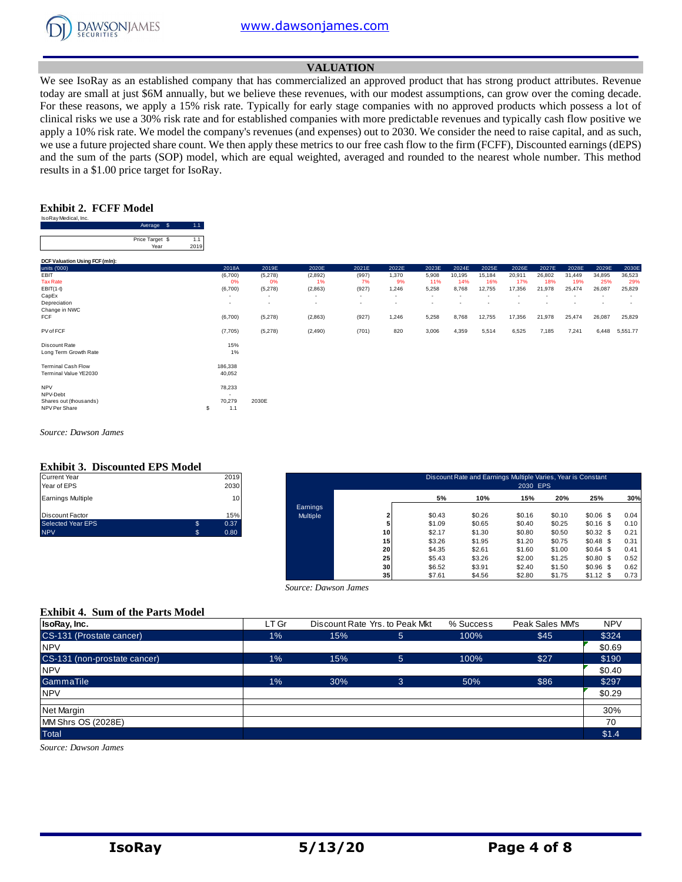## VALUATION

We see IsoRay as an established company that has commercialized an approved product that has strong product attributes. Revenue today are small at just $6M annually, but we believe these revenues, with our modest assumptions, can grow over the coming decade. For these reasons, we apply a 15% risk rate. Typically for early stage companies with no approved products which possess a lot of clinical risks we use a 30% risk rate and for established companies with more predictable revenues and typically cash flow positive we apply a 10% risk rate. We model the company's revenues (and expenses) out to 2030. We consider the need to raise capital, and as such, we use a future projected share count. We then apply these metrics to our free cash flow to the firm (FCFF), Discounted earnings (dEPS) and the sum of the parts (SOP) model, which are equal weighted, averaged and rounded to the nearest whole number. This method results in a $1.00 price target for IsoRay.

### Exhibit 2. FCFF Model

IsoRay Medical, Inc.

| | | |
|---|---|---|
| Average | $ | 1.1 |
| Price Target | $ | 1.1 |
| Year | | 2019 |

DCF Valuation Using FCF (mln):

| units ('000) | 2018A | 2019E | 2020E | 2021E | 2022E | 2023E | 2024E | 2025E | 2026E | 2027E | 2028E | 2029E | 2030E |
|---|---|---|---|---|---|---|---|---|---|---|---|---|---|
| EBIT | (6,700) | (5,278) | (2,892) | (997) | 1,370 | 5,908 | 10,195 | 15,184 | 20,911 | 26,802 | 31,449 | 34,895 | 36,523 |
| Tax Rate | 0% | 0% | 1% | 7% | 9% | 11% | 14% | 16% | 17% | 18% | 19% | 25% | 29% |
| EBIT(1-t) | (6,700) | (5,278) | (2,863) | (927) | 1,246 | 5,258 | 8,768 | 12,755 | 17,356 | 21,978 | 25,474 | 26,087 | 25,829 |
| CapEx | - | - | - | - | - | - | - | - | - | - | - | - | - |
| Depreciation | - | - | - | - | - | - | - | - | - | - | - | - | - |
| Change in NWC | | | | | | | | | | | | | |
| FCF | (6,700) | (5,278) | (2,863) | (927) | 1,246 | 5,258 | 8,768 | 12,755 | 17,356 | 21,978 | 25,474 | 26,087 | 25,829 |
| PV of FCF | (7,705) | (5,278) | (2,490) | (701) | 820 | 3,006 | 4,359 | 5,514 | 6,525 | 7,185 | 7,241 | 6,448 | 5,551.77 |

| | | |
|---|---|---|
| Discount Rate | 15% | |
| Long Term Growth Rate | 1% | |
| Terminal Cash Flow | 186,338 | |
| Terminal Value YE2030 | 40,052 | |
| NPV | 78,233 | |
| NPV-Debt | - | |
| Shares out (thousands) | 70,279 | 2030E |
| NPV Per Share | $ 1.1 | |

*Source: Dawson James*

### Exhibit 3. Discounted EPS Model

| | | |
|---|---|---|
| Current Year | | 2019 |
| Year of EPS | | 2030 |
| Earnings Multiple | | 10 |
| Discount Factor | | 15% |
| Selected Year EPS | $ | 0.37 |
| NPV | $ | 0.80 |

Discount Rate and Earnings Multiple Varies, Year is Constant — 2030 EPS

| | | 5% | 10% | 15% | 20% | 25% | 30% |
|---|---|---|---|---|---|---|---|
| Earnings Multiple | 2 | $0.43 | $0.26 | $0.16 | $0.10 | $0.06 | $ 0.04 |
| | 5 | $1.09 | $0.65 | $0.40 | $0.25 | $0.16 | $ 0.10 |
| | 10 | $2.17 | $1.30 | $0.80 | $0.50 | $0.32 | $ 0.21 |
| | 15 | $3.26 | $1.95 | $1.20 | $0.75 | $0.48 | $ 0.31 |
| | 20 | $4.35 | $2.61 | $1.60 | $1.00 | $0.64 | $ 0.41 |
| | 25 | $5.43 | $3.26 | $2.00 | $1.25 | $0.80 | $ 0.52 |
| | 30 | $6.52 | $3.91 | $2.40 | $1.50 | $0.96 | $ 0.62 |
| | 35 | $7.61 | $4.56 | $2.80 | $1.75 | $1.12 | $ 0.73 |

*Source: Dawson James*

### Exhibit 4. Sum of the Parts Model

| IsoRay, Inc. | LT Gr | Discount Rate | Yrs. to Peak Mkt | % Success | Peak Sales MM's | NPV |
|---|---|---|---|---|---|---|
| CS-131 (Prostate cancer) | 1% | 15% | 5 | 100% | $45 | $324 |
| NPV | | | | | | $0.69 |
| CS-131 (non-prostate cancer) | 1% | 15% | 5 | 100% | $27 | $190 |
| NPV | | | | | | $0.40 |
| GammaTile | 1% | 30% | 3 | 50% | $86 | $297 |
| NPV | | | | | | $0.29 |
| Net Margin | | | | | | 30% |
| MM Shrs OS (2028E) | | | | | | 70 |
| Total | | | | | | $1.4 |

*Source: Dawson James*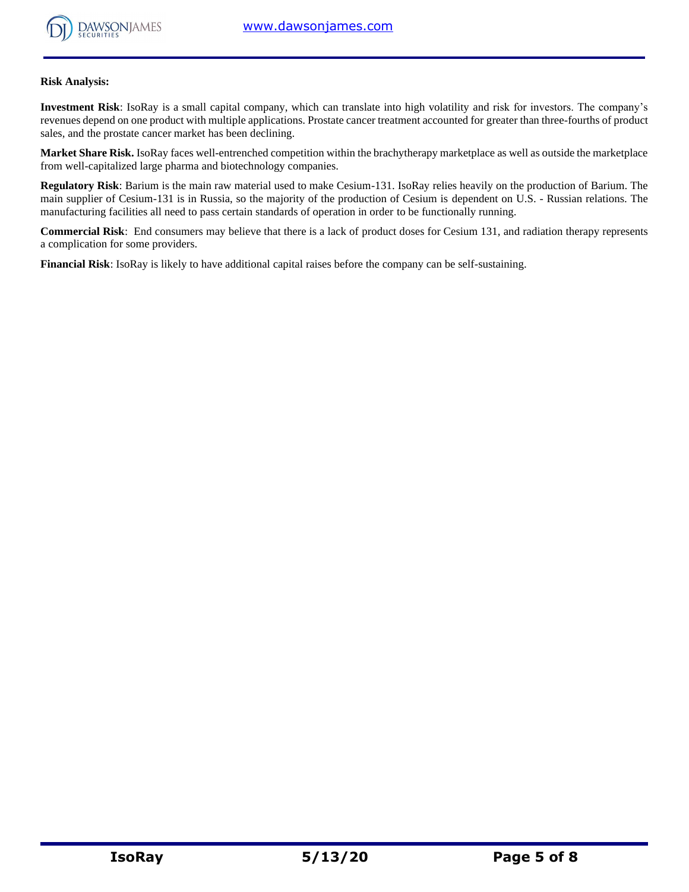**Risk Analysis:**

**Investment Risk**: IsoRay is a small capital company, which can translate into high volatility and risk for investors. The company's revenues depend on one product with multiple applications. Prostate cancer treatment accounted for greater than three-fourths of product sales, and the prostate cancer market has been declining.

**Market Share Risk.** IsoRay faces well-entrenched competition within the brachytherapy marketplace as well as outside the marketplace from well-capitalized large pharma and biotechnology companies.

**Regulatory Risk**: Barium is the main raw material used to make Cesium-131. IsoRay relies heavily on the production of Barium. The main supplier of Cesium-131 is in Russia, so the majority of the production of Cesium is dependent on U.S. - Russian relations. The manufacturing facilities all need to pass certain standards of operation in order to be functionally running.

**Commercial Risk**: End consumers may believe that there is a lack of product doses for Cesium 131, and radiation therapy represents a complication for some providers.

**Financial Risk**: IsoRay is likely to have additional capital raises before the company can be self-sustaining.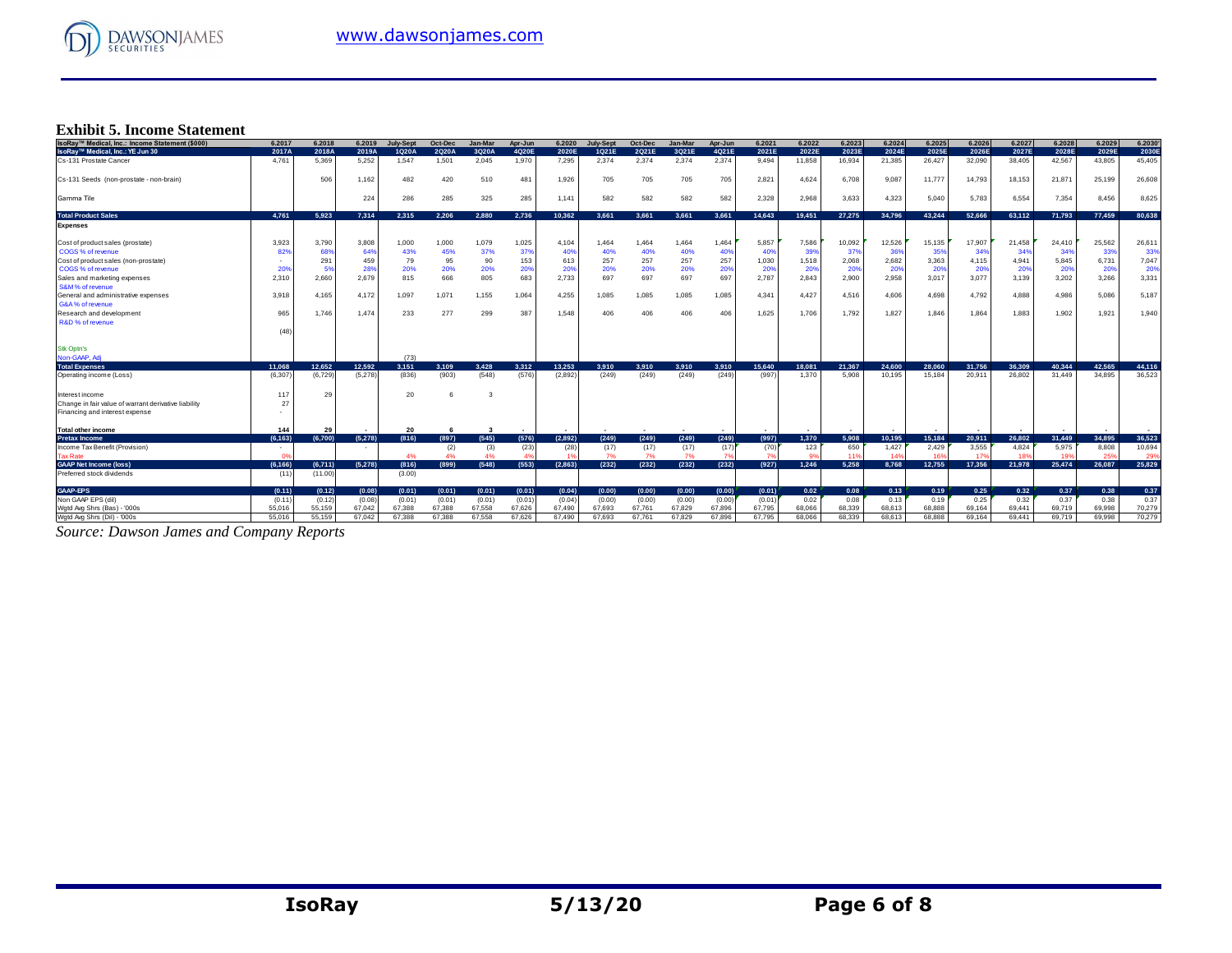### Exhibit 5. Income Statement

| IsoRay™ Medical, Inc.: Income Statement ($000) | 6.2017 | 6.2018 | 6.2019 | July-Sept | Oct-Dec | Jan-Mar | Apr-Jun | 6.2020 | July-Sept | Oct-Dec | Jan-Mar | Apr-Jun | 6.2021 | 6.2022 | 6.2023 | 6.2024 | 6.2025 | 6.2026 | 6.2027 | 6.2028 | 6.2029 | 6.2030 |
|---|---|---|---|---|---|---|---|---|---|---|---|---|---|---|---|---|---|---|---|---|---|---|
| IsoRay™ Medical, Inc.: YE Jun 30 | 2017A | 2018A | 2019A | 1Q20A | 2Q20A | 3Q20A | 4Q20E | 2020E | 1Q21E | 2Q21E | 3Q21E | 4Q21E | 2021E | 2022E | 2023E | 2024E | 2025E | 2026E | 2027E | 2028E | 2029E | 2030E |
| Cs-131 Prostate Cancer | 4,761 | 5,369 | 5,252 | 1,547 | 1,501 | 2,045 | 1,970 | 7,295 | 2,374 | 2,374 | 2,374 | 2,374 | 9,494 | 11,858 | 16,934 | 21,385 | 26,427 | 32,090 | 38,405 | 42,567 | 43,805 | 45,405 |
| Cs-131 Seeds (non-prostate - non-brain) | | 506 | 1,162 | 482 | 420 | 510 | 481 | 1,926 | 705 | 705 | 705 | 705 | 2,821 | 4,624 | 6,708 | 9,087 | 11,777 | 14,793 | 18,153 | 21,871 | 25,199 | 26,608 |
| Gamma Tile | | | 224 | 286 | 285 | 325 | 285 | 1,141 | 582 | 582 | 582 | 582 | 2,328 | 2,968 | 3,633 | 4,323 | 5,040 | 5,783 | 6,554 | 7,354 | 8,456 | 8,625 |
| **Total Product Sales** | **4,761** | **5,923** | **7,314** | **2,315** | **2,206** | **2,880** | **2,736** | **10,362** | **3,661** | **3,661** | **3,661** | **3,661** | **14,643** | **19,451** | **27,275** | **34,796** | **43,244** | **52,666** | **63,112** | **71,793** | **77,459** | **80,638** |
| **Expenses** | | | | | | | | | | | | | | | | | | | | | | |
| Cost of product sales (prostate) | 3,923 | 3,790 | 3,808 | 1,000 | 1,000 | 1,079 | 1,025 | 4,104 | 1,464 | 1,464 | 1,464 | 1,464 | 5,857 | 7,586 | 10,092 | 12,526 | 15,135 | 17,907 | 21,458 | 24,410 | 25,562 | 26,611 |
| COGS % of revenue | 82% | 68% | 64% | 43% | 45% | 37% | 37% | 40% | 40% | 40% | 40% | 40% | 40% | 39% | 37% | 36% | 35% | 34% | 34% | 34% | 33% | 33% |
| Cost of product sales (non-prostate) | - | 291 | 459 | 79 | 95 | 90 | 153 | 613 | 257 | 257 | 257 | 257 | 1,030 | 1,518 | 2,068 | 2,682 | 3,363 | 4,115 | 4,941 | 5,845 | 6,731 | 7,047 |
| COGS % of revenue | 20% | 5% | 28% | 20% | 20% | 20% | 20% | 20% | 20% | 20% | 20% | 20% | 20% | 20% | 20% | 20% | 20% | 20% | 20% | 20% | 20% | 20% |
| Sales and marketing expenses | 2,310 | 2,660 | 2,679 | 815 | 666 | 805 | 683 | 2,733 | 697 | 697 | 697 | 697 | 2,787 | 2,843 | 2,900 | 2,958 | 3,017 | 3,077 | 3,139 | 3,202 | 3,266 | 3,331 |
| S&M % of revenue | | | | | | | | | | | | | | | | | | | | | | |
| General and administrative expenses | 3,918 | 4,165 | 4,172 | 1,097 | 1,071 | 1,155 | 1,064 | 4,255 | 1,085 | 1,085 | 1,085 | 1,085 | 4,341 | 4,427 | 4,516 | 4,606 | 4,698 | 4,792 | 4,888 | 4,986 | 5,086 | 5,187 |
| G&A % of revenue | | | | | | | | | | | | | | | | | | | | | | |
| Research and development | 965 | 1,746 | 1,474 | 233 | 277 | 299 | 387 | 1,548 | 406 | 406 | 406 | 406 | 1,625 | 1,706 | 1,792 | 1,827 | 1,846 | 1,864 | 1,883 | 1,902 | 1,921 | 1,940 |
| R&D % of revenue | | | | | | | | | | | | | | | | | | | | | | |
| | (48) | | | | | | | | | | | | | | | | | | | | | |
| Stk Optn's | | | | | | | | | | | | | | | | | | | | | | |
| Non-GAAP, Adj | | | | (73) | | | | | | | | | | | | | | | | | | |
| **Total Expenses** | **11,068** | **12,652** | **12,592** | **3,151** | **3,109** | **3,428** | **3,312** | **13,253** | **3,910** | **3,910** | **3,910** | **3,910** | **15,640** | **18,081** | **21,367** | **24,600** | **28,060** | **31,756** | **36,309** | **40,344** | **42,565** | **44,116** |
| Operating income (Loss) | (6,307) | (6,729) | (5,278) | (836) | (903) | (548) | (576) | (2,892) | (249) | (249) | (249) | (249) | (997) | 1,370 | 5,908 | 10,195 | 15,184 | 20,911 | 26,802 | 31,449 | 34,895 | 36,523 |
| Interest income | 117 | 29 | | 20 | 6 | 3 | | | | | | | | | | | | | | | | |
| Change in fair value of warrant derivative liability | 27 | | | | | | | | | | | | | | | | | | | | | |
| Financing and interest expense | - | | | | | | | | | | | | | | | | | | | | | |
| **Total other income** | **144** | **29** | **-** | **20** | **6** | **3** | **-** | **-** | **-** | **-** | **-** | **-** | **-** | **-** | **-** | **-** | **-** | **-** | **-** | **-** | **-** | **-** |
| **Pretax Income** | **(6,163)** | **(6,700)** | **(5,278)** | **(816)** | **(897)** | **(545)** | **(576)** | **(2,892)** | **(249)** | **(249)** | **(249)** | **(249)** | **(997)** | **1,370** | **5,908** | **10,195** | **15,184** | **20,911** | **26,802** | **31,449** | **34,895** | **36,523** |
| Income Tax Benefit (Provision) | - | | - | | (2) | (3) | (23) | (28) | (17) | (17) | (17) | (17) | (70) | 123 | 650 | 1,427 | 2,429 | 3,555 | 4,824 | 5,975 | 8,808 | 10,694 |
| Tax Rate | 0% | | | 4% | 4% | 4% | 4% | 1% | 7% | 7% | 7% | 7% | 7% | 9% | 11% | 14% | 16% | 17% | 18% | 19% | 25% | 29% |
| **GAAP Net Income (loss)** | **(6,166)** | **(6,711)** | **(5,278)** | **(816)** | **(899)** | **(548)** | **(553)** | **(2,863)** | **(232)** | **(232)** | **(232)** | **(232)** | **(927)** | **1,246** | **5,258** | **8,768** | **12,755** | **17,356** | **21,978** | **25,474** | **26,087** | **25,829** |
| Preferred stock dividends | (11) | (11.00) | | (3.00) | | | | | | | | | | | | | | | | | | |
| **GAAP-EPS** | **(0.11)** | **(0.12)** | **(0.08)** | **(0.01)** | **(0.01)** | **(0.01)** | **(0.01)** | **(0.04)** | **(0.00)** | **(0.00)** | **(0.00)** | **(0.00)** | **(0.01)** | **0.02** | **0.08** | **0.13** | **0.19** | **0.25** | **0.32** | **0.37** | **0.38** | **0.37** |
| Non GAAP EPS (dil) | (0.11) | (0.12) | (0.08) | (0.01) | (0.01) | (0.01) | (0.01) | (0.04) | (0.00) | (0.00) | (0.00) | (0.00) | (0.01) | 0.02 | 0.08 | 0.13 | 0.19 | 0.25 | 0.32 | 0.37 | 0.38 | 0.37 |
| Wgtd Avg Shrs (Bas) - '000s | 55,016 | 55,159 | 67,042 | 67,388 | 67,388 | 67,558 | 67,626 | 67,490 | 67,693 | 67,761 | 67,829 | 67,896 | 67,795 | 68,066 | 68,339 | 68,613 | 68,888 | 69,164 | 69,441 | 69,719 | 69,998 | 70,279 |
| Wgtd Avg Shrs (Dil) - '000s | 55,016 | 55,159 | 67,042 | 67,388 | 67,388 | 67,558 | 67,626 | 67,490 | 67,693 | 67,761 | 67,829 | 67,896 | 67,795 | 68,066 | 68,339 | 68,613 | 68,888 | 69,164 | 69,441 | 69,719 | 69,998 | 70,279 |

*Source: Dawson James and Company Reports*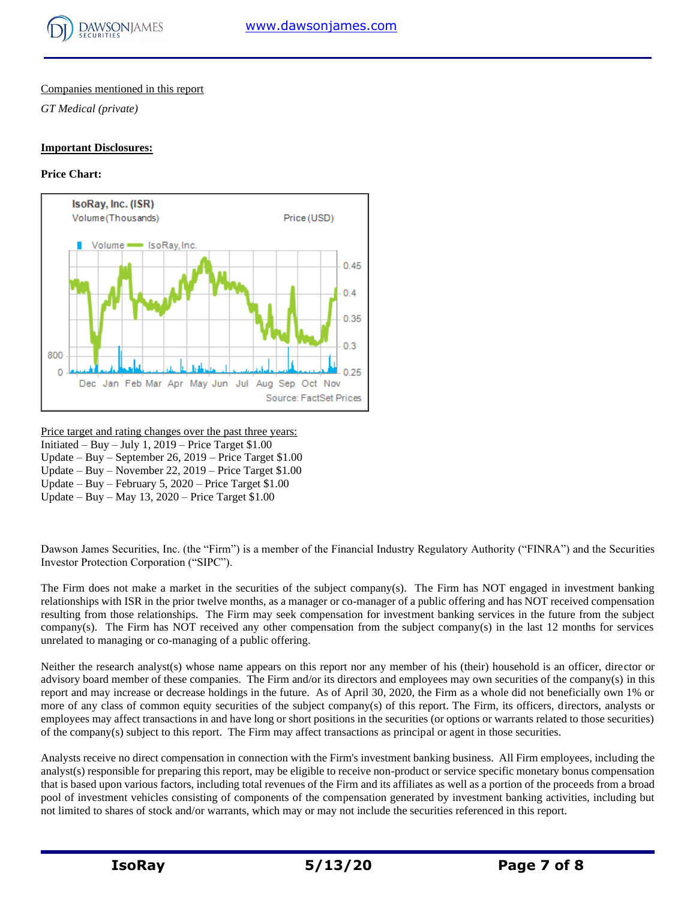Companies mentioned in this report

*GT Medical (private)*

**Important Disclosures:**

**Price Chart:**

Price target and rating changes over the past three years:

Initiated – Buy – July 1, 2019 – Price Target $1.00
Update – Buy – September 26, 2019 – Price Target $1.00
Update – Buy – November 22, 2019 – Price Target $1.00
Update – Buy – February 5, 2020 – Price Target $1.00
Update – Buy – May 13, 2020 – Price Target $1.00

Dawson James Securities, Inc. (the "Firm") is a member of the Financial Industry Regulatory Authority ("FINRA") and the Securities Investor Protection Corporation ("SIPC").

The Firm does not make a market in the securities of the subject company(s). The Firm has NOT engaged in investment banking relationships with ISR in the prior twelve months, as a manager or co-manager of a public offering and has NOT received compensation resulting from those relationships. The Firm may seek compensation for investment banking services in the future from the subject company(s). The Firm has NOT received any other compensation from the subject company(s) in the last 12 months for services unrelated to managing or co-managing of a public offering.

Neither the research analyst(s) whose name appears on this report nor any member of his (their) household is an officer, director or advisory board member of these companies. The Firm and/or its directors and employees may own securities of the company(s) in this report and may increase or decrease holdings in the future. As of April 30, 2020, the Firm as a whole did not beneficially own 1% or more of any class of common equity securities of the subject company(s) of this report. The Firm, its officers, directors, analysts or employees may affect transactions in and have long or short positions in the securities (or options or warrants related to those securities) of the company(s) subject to this report. The Firm may affect transactions as principal or agent in those securities.

Analysts receive no direct compensation in connection with the Firm's investment banking business. All Firm employees, including the analyst(s) responsible for preparing this report, may be eligible to receive non-product or service specific monetary bonus compensation that is based upon various factors, including total revenues of the Firm and its affiliates as well as a portion of the proceeds from a broad pool of investment vehicles consisting of components of the compensation generated by investment banking activities, including but not limited to shares of stock and/or warrants, which may or may not include the securities referenced in this report.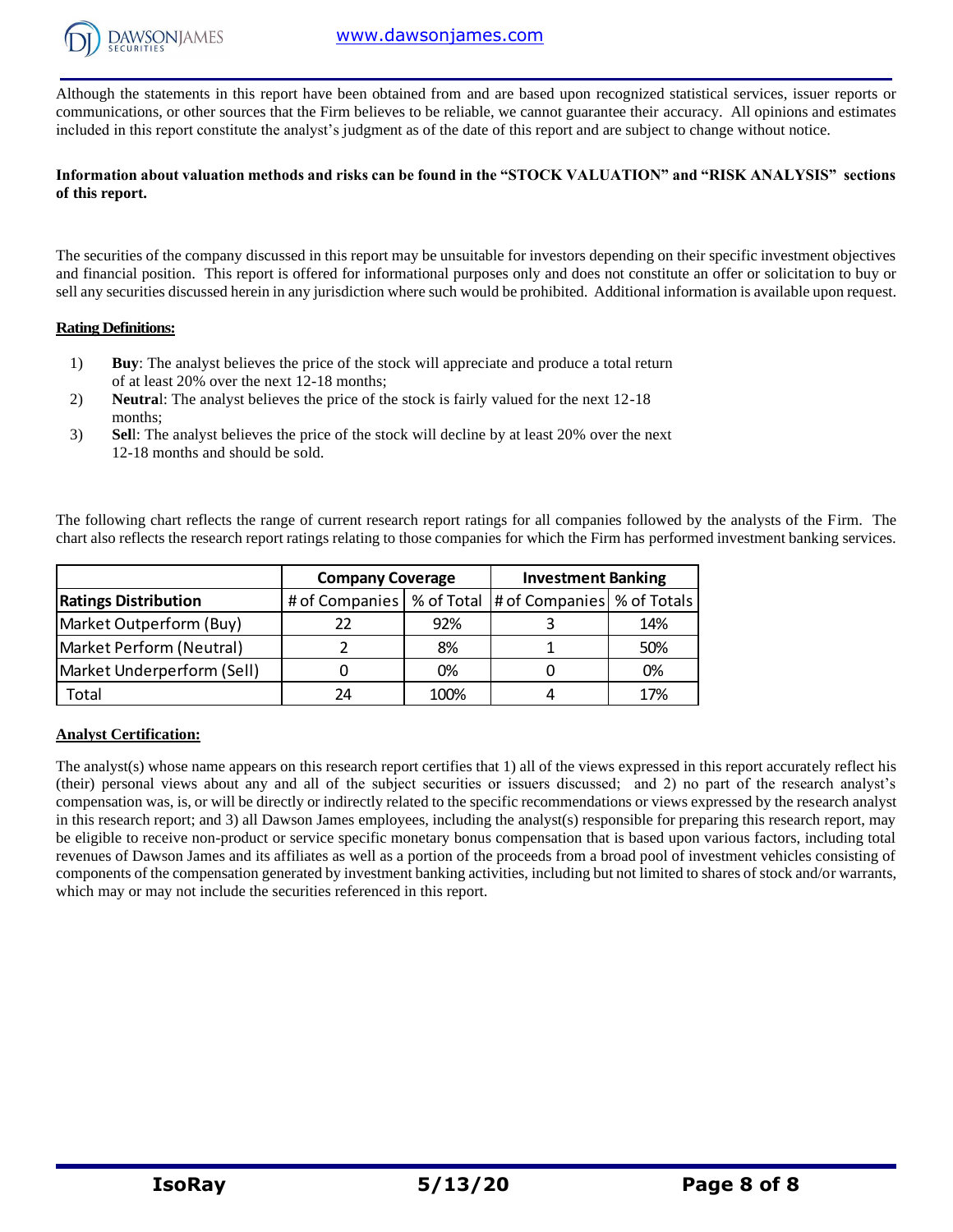Although the statements in this report have been obtained from and are based upon recognized statistical services, issuer reports or communications, or other sources that the Firm believes to be reliable, we cannot guarantee their accuracy. All opinions and estimates included in this report constitute the analyst's judgment as of the date of this report and are subject to change without notice.

**Information about valuation methods and risks can be found in the "STOCK VALUATION" and "RISK ANALYSIS" sections of this report.**

The securities of the company discussed in this report may be unsuitable for investors depending on their specific investment objectives and financial position. This report is offered for informational purposes only and does not constitute an offer or solicitation to buy or sell any securities discussed herein in any jurisdiction where such would be prohibited. Additional information is available upon request.

**Rating Definitions:**

1) **Buy**: The analyst believes the price of the stock will appreciate and produce a total return of at least 20% over the next 12-18 months;
2) **Neutral**: The analyst believes the price of the stock is fairly valued for the next 12-18 months;
3) **Sell**: The analyst believes the price of the stock will decline by at least 20% over the next 12-18 months and should be sold.

The following chart reflects the range of current research report ratings for all companies followed by the analysts of the Firm. The chart also reflects the research report ratings relating to those companies for which the Firm has performed investment banking services.

| | Company Coverage | | Investment Banking | |
|---|---|---|---|---|
| **Ratings Distribution** | # of Companies | % of Total | # of Companies | % of Totals |
| Market Outperform (Buy) | 22 | 92% | 3 | 14% |
| Market Perform (Neutral) | 2 | 8% | 1 | 50% |
| Market Underperform (Sell) | 0 | 0% | 0 | 0% |
| Total | 24 | 100% | 4 | 17% |

**Analyst Certification:**

The analyst(s) whose name appears on this research report certifies that 1) all of the views expressed in this report accurately reflect his (their) personal views about any and all of the subject securities or issuers discussed; and 2) no part of the research analyst's compensation was, is, or will be directly or indirectly related to the specific recommendations or views expressed by the research analyst in this research report; and 3) all Dawson James employees, including the analyst(s) responsible for preparing this research report, may be eligible to receive non-product or service specific monetary bonus compensation that is based upon various factors, including total revenues of Dawson James and its affiliates as well as a portion of the proceeds from a broad pool of investment vehicles consisting of components of the compensation generated by investment banking activities, including but not limited to shares of stock and/or warrants, which may or may not include the securities referenced in this report.